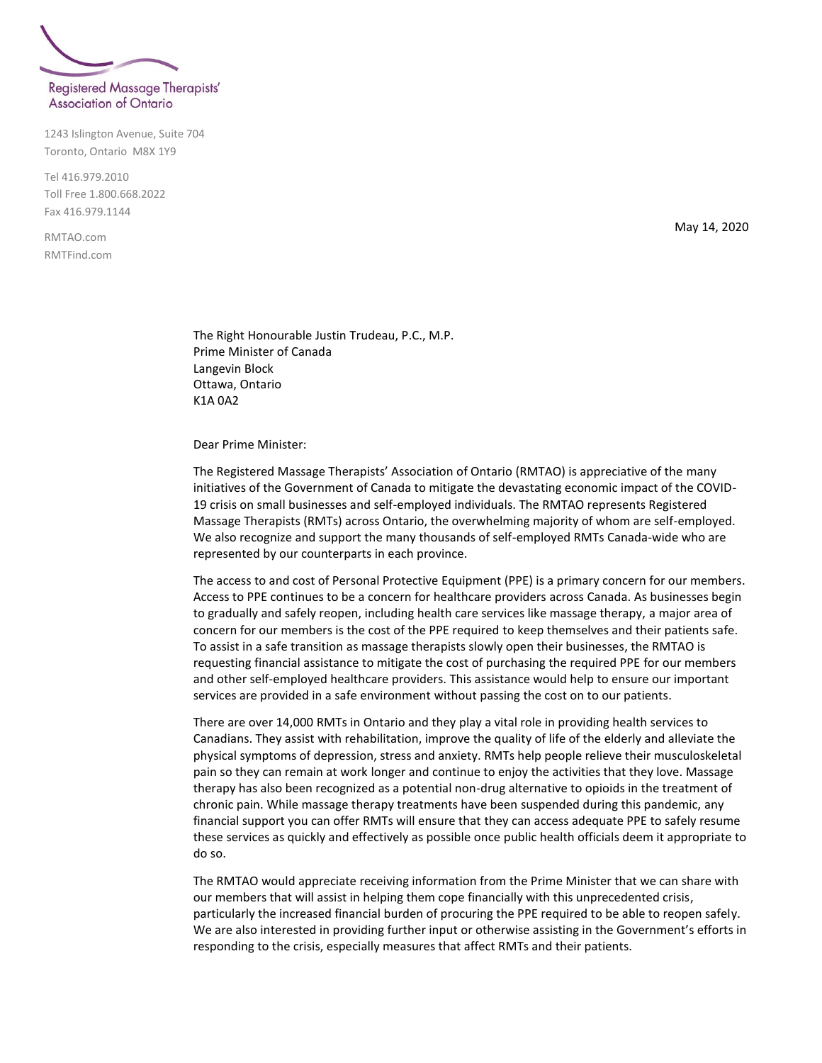Registered Massage Therapists' Association of Ontario

1243 Islington Avenue, Suite 704
Toronto, Ontario M8X 1Y9

Tel 416.979.2010
Toll Free 1.800.668.2022
Fax 416.979.1144

RMTAO.com
RMTFind.com

May 14, 2020

The Right Honourable Justin Trudeau, P.C., M.P.
Prime Minister of Canada
Langevin Block
Ottawa, Ontario
K1A 0A2

Dear Prime Minister:

The Registered Massage Therapists' Association of Ontario (RMTAO) is appreciative of the many initiatives of the Government of Canada to mitigate the devastating economic impact of the COVID-19 crisis on small businesses and self-employed individuals. The RMTAO represents Registered Massage Therapists (RMTs) across Ontario, the overwhelming majority of whom are self-employed. We also recognize and support the many thousands of self-employed RMTs Canada-wide who are represented by our counterparts in each province.

The access to and cost of Personal Protective Equipment (PPE) is a primary concern for our members. Access to PPE continues to be a concern for healthcare providers across Canada. As businesses begin to gradually and safely reopen, including health care services like massage therapy, a major area of concern for our members is the cost of the PPE required to keep themselves and their patients safe. To assist in a safe transition as massage therapists slowly open their businesses, the RMTAO is requesting financial assistance to mitigate the cost of purchasing the required PPE for our members and other self-employed healthcare providers. This assistance would help to ensure our important services are provided in a safe environment without passing the cost on to our patients.

There are over 14,000 RMTs in Ontario and they play a vital role in providing health services to Canadians. They assist with rehabilitation, improve the quality of life of the elderly and alleviate the physical symptoms of depression, stress and anxiety. RMTs help people relieve their musculoskeletal pain so they can remain at work longer and continue to enjoy the activities that they love. Massage therapy has also been recognized as a potential non-drug alternative to opioids in the treatment of chronic pain. While massage therapy treatments have been suspended during this pandemic, any financial support you can offer RMTs will ensure that they can access adequate PPE to safely resume these services as quickly and effectively as possible once public health officials deem it appropriate to do so.

The RMTAO would appreciate receiving information from the Prime Minister that we can share with our members that will assist in helping them cope financially with this unprecedented crisis, particularly the increased financial burden of procuring the PPE required to be able to reopen safely. We are also interested in providing further input or otherwise assisting in the Government's efforts in responding to the crisis, especially measures that affect RMTs and their patients.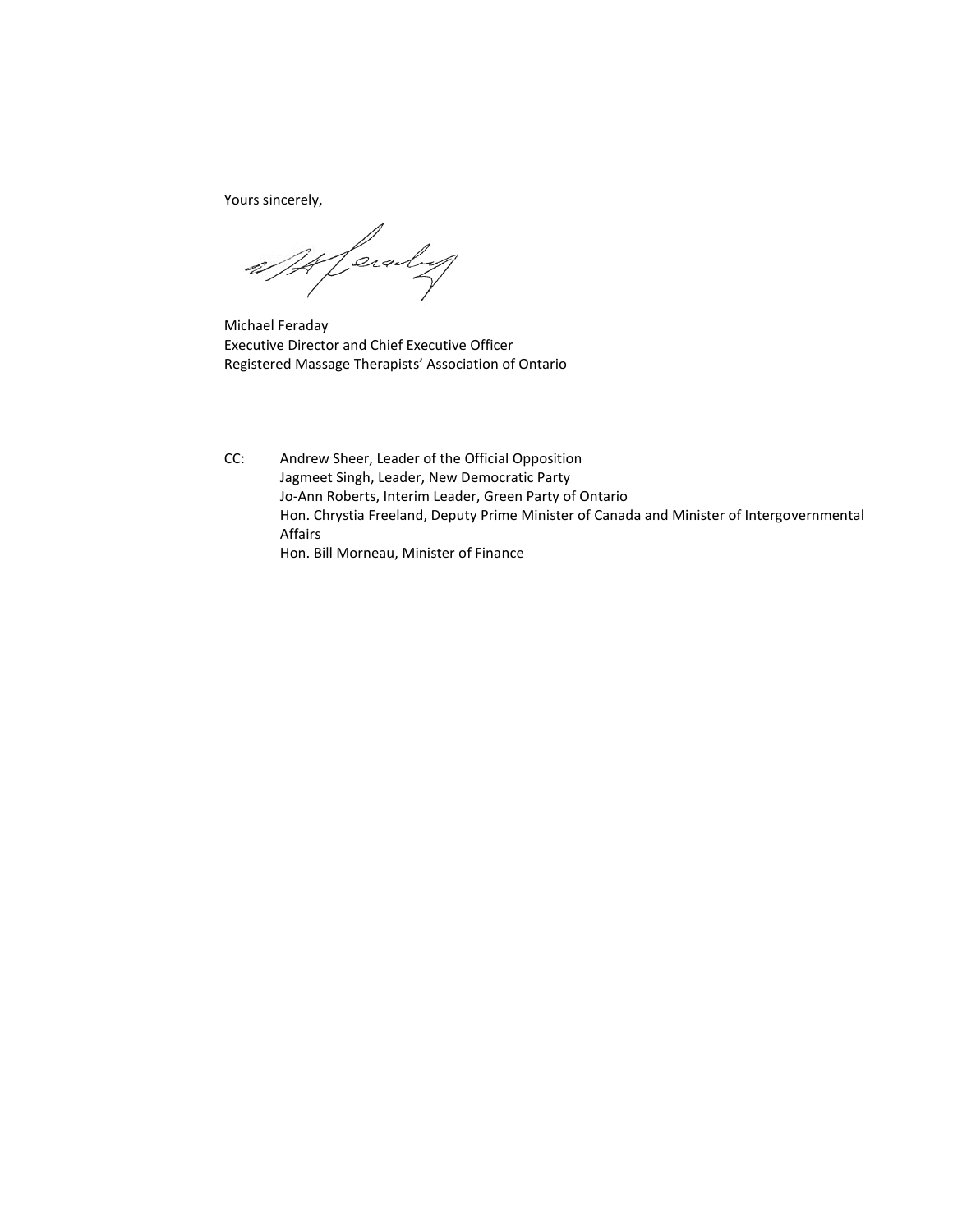Yours sincerely,

Michael Feraday
Executive Director and Chief Executive Officer
Registered Massage Therapists' Association of Ontario

CC: Andrew Sheer, Leader of the Official Opposition
Jagmeet Singh, Leader, New Democratic Party
Jo-Ann Roberts, Interim Leader, Green Party of Ontario
Hon. Chrystia Freeland, Deputy Prime Minister of Canada and Minister of Intergovernmental Affairs
Hon. Bill Morneau, Minister of Finance